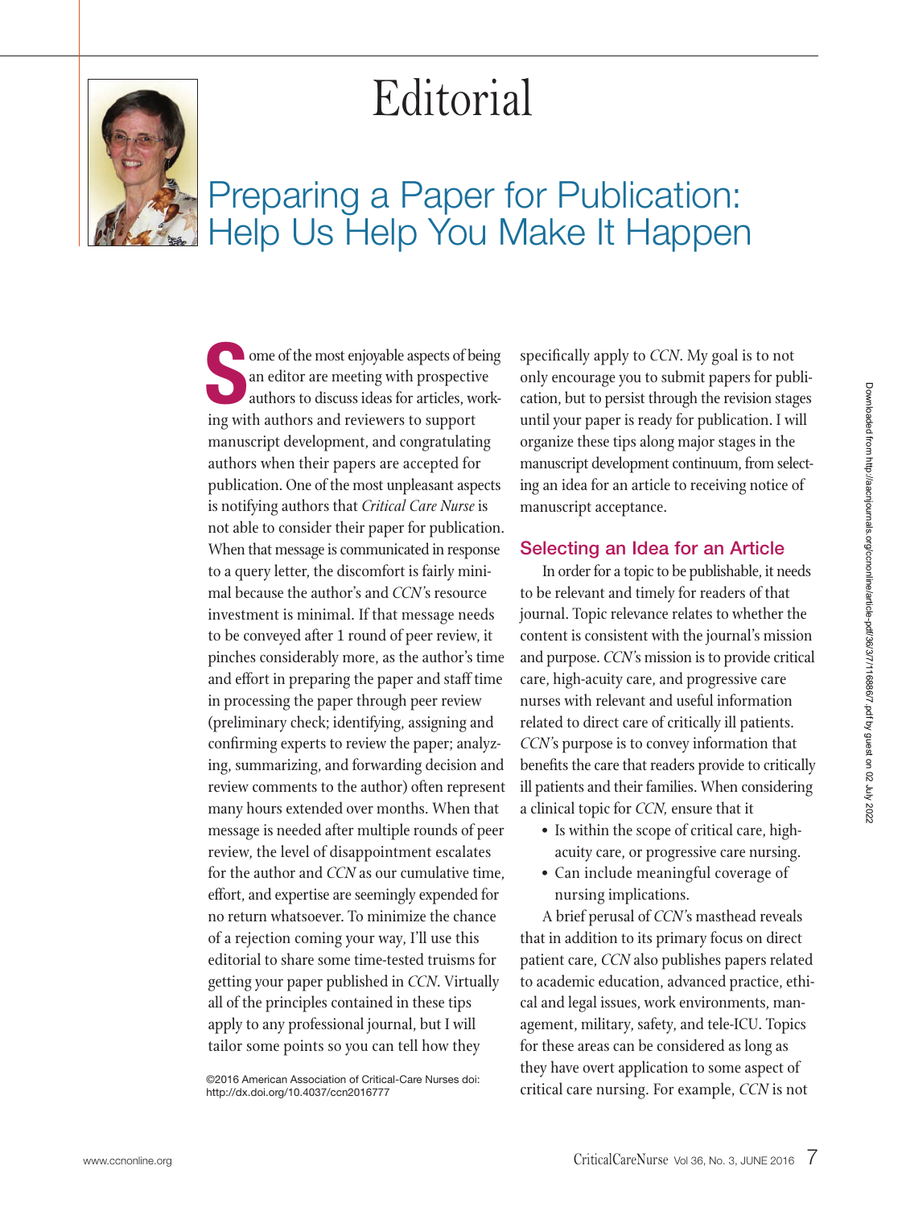# Editorial

## Preparing a Paper for Publication: Help Us Help You Make It Happen

Some of the most enjoyable aspects of being an editor are meeting with prospective authors to discuss ideas for articles, working with authors and reviewers to support manuscript development, and congratulating authors when their papers are accepted for publication. One of the most unpleasant aspects is notifying authors that *Critical Care Nurse* is not able to consider their paper for publication. When that message is communicated in response to a query letter, the discomfort is fairly minimal because the author's and *CCN*'s resource investment is minimal. If that message needs to be conveyed after 1 round of peer review, it pinches considerably more, as the author's time and effort in preparing the paper and staff time in processing the paper through peer review (preliminary check; identifying, assigning and confirming experts to review the paper; analyzing, summarizing, and forwarding decision and review comments to the author) often represent many hours extended over months. When that message is needed after multiple rounds of peer review, the level of disappointment escalates for the author and *CCN* as our cumulative time, effort, and expertise are seemingly expended for no return whatsoever. To minimize the chance of a rejection coming your way, I'll use this editorial to share some time-tested truisms for getting your paper published in *CCN*. Virtually all of the principles contained in these tips apply to any professional journal, but I will tailor some points so you can tell how they specifically apply to *CCN*. My goal is to not only encourage you to submit papers for publication, but to persist through the revision stages until your paper is ready for publication. I will organize these tips along major stages in the manuscript development continuum, from selecting an idea for an article to receiving notice of manuscript acceptance.

©2016 American Association of Critical-Care Nurses doi: http://dx.doi.org/10.4037/ccn2016777

### Selecting an Idea for an Article

In order for a topic to be publishable, it needs to be relevant and timely for readers of that journal. Topic relevance relates to whether the content is consistent with the journal's mission and purpose. *CCN*'s mission is to provide critical care, high-acuity care, and progressive care nurses with relevant and useful information related to direct care of critically ill patients. *CCN*'s purpose is to convey information that benefits the care that readers provide to critically ill patients and their families. When considering a clinical topic for *CCN,* ensure that it

- Is within the scope of critical care, high-acuity care, or progressive care nursing.
- Can include meaningful coverage of nursing implications.

A brief perusal of *CCN*'s masthead reveals that in addition to its primary focus on direct patient care, *CCN* also publishes papers related to academic education, advanced practice, ethical and legal issues, work environments, management, military, safety, and tele-ICU. Topics for these areas can be considered as long as they have overt application to some aspect of critical care nursing. For example, *CCN* is not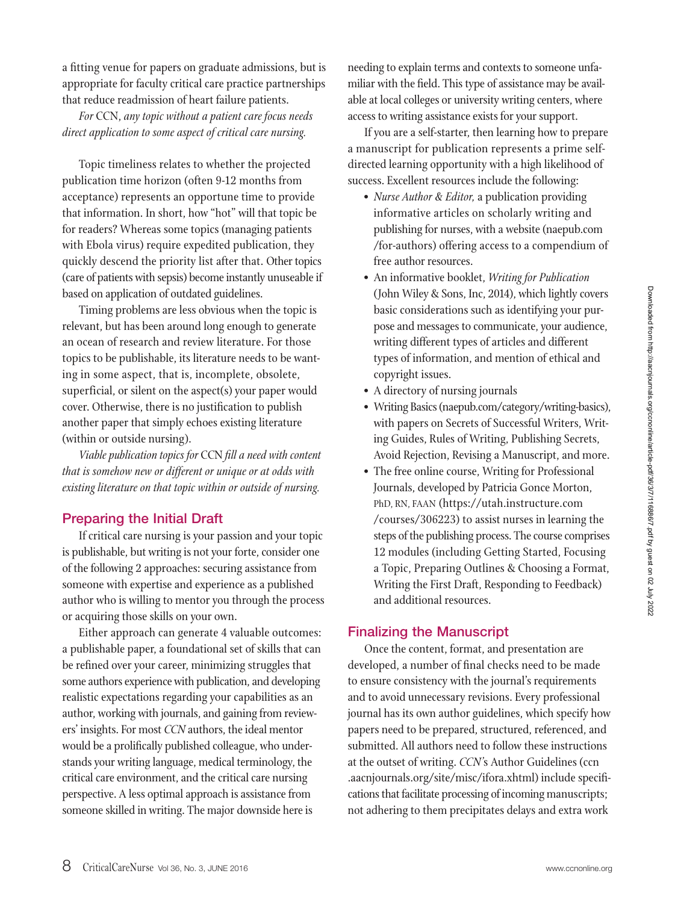a fitting venue for papers on graduate admissions, but is appropriate for faculty critical care practice partnerships that reduce readmission of heart failure patients.

*For* CCN, *any topic without a patient care focus needs direct application to some aspect of critical care nursing.*

Topic timeliness relates to whether the projected publication time horizon (often 9-12 months from acceptance) represents an opportune time to provide that information. In short, how "hot" will that topic be for readers? Whereas some topics (managing patients with Ebola virus) require expedited publication, they quickly descend the priority list after that. Other topics (care of patients with sepsis) become instantly unuseable if based on application of outdated guidelines.

Timing problems are less obvious when the topic is relevant, but has been around long enough to generate an ocean of research and review literature. For those topics to be publishable, its literature needs to be wanting in some aspect, that is, incomplete, obsolete, superficial, or silent on the aspect(s) your paper would cover. Otherwise, there is no justification to publish another paper that simply echoes existing literature (within or outside nursing).

*Viable publication topics for* CCN *fill a need with content that is somehow new or different or unique or at odds with existing literature on that topic within or outside of nursing.*

## Preparing the Initial Draft

If critical care nursing is your passion and your topic is publishable, but writing is not your forte, consider one of the following 2 approaches: securing assistance from someone with expertise and experience as a published author who is willing to mentor you through the process or acquiring those skills on your own.

Either approach can generate 4 valuable outcomes: a publishable paper, a foundational set of skills that can be refined over your career, minimizing struggles that some authors experience with publication, and developing realistic expectations regarding your capabilities as an author, working with journals, and gaining from reviewers' insights. For most *CCN* authors, the ideal mentor would be a prolifically published colleague, who understands your writing language, medical terminology, the critical care environment, and the critical care nursing perspective. A less optimal approach is assistance from someone skilled in writing. The major downside here is needing to explain terms and contexts to someone unfamiliar with the field. This type of assistance may be available at local colleges or university writing centers, where access to writing assistance exists for your support.

If you are a self-starter, then learning how to prepare a manuscript for publication represents a prime self-directed learning opportunity with a high likelihood of success. Excellent resources include the following:

- *Nurse Author & Editor,* a publication providing informative articles on scholarly writing and publishing for nurses, with a website (naepub.com/for-authors) offering access to a compendium of free author resources.
- An informative booklet, *Writing for Publication* (John Wiley & Sons, Inc, 2014), which lightly covers basic considerations such as identifying your purpose and messages to communicate, your audience, writing different types of articles and different types of information, and mention of ethical and copyright issues.
- A directory of nursing journals
- Writing Basics (naepub.com/category/writing-basics), with papers on Secrets of Successful Writers, Writing Guides, Rules of Writing, Publishing Secrets, Avoid Rejection, Revising a Manuscript, and more.
- The free online course, Writing for Professional Journals, developed by Patricia Gonce Morton, PhD, RN, FAAN (https://utah.instructure.com/courses/306223) to assist nurses in learning the steps of the publishing process. The course comprises 12 modules (including Getting Started, Focusing a Topic, Preparing Outlines & Choosing a Format, Writing the First Draft, Responding to Feedback) and additional resources.

## Finalizing the Manuscript

Once the content, format, and presentation are developed, a number of final checks need to be made to ensure consistency with the journal's requirements and to avoid unnecessary revisions. Every professional journal has its own author guidelines, which specify how papers need to be prepared, structured, referenced, and submitted. All authors need to follow these instructions at the outset of writing. *CCN*'s Author Guidelines (ccn.aacnjournals.org/site/misc/ifora.xhtml) include specifications that facilitate processing of incoming manuscripts; not adhering to them precipitates delays and extra work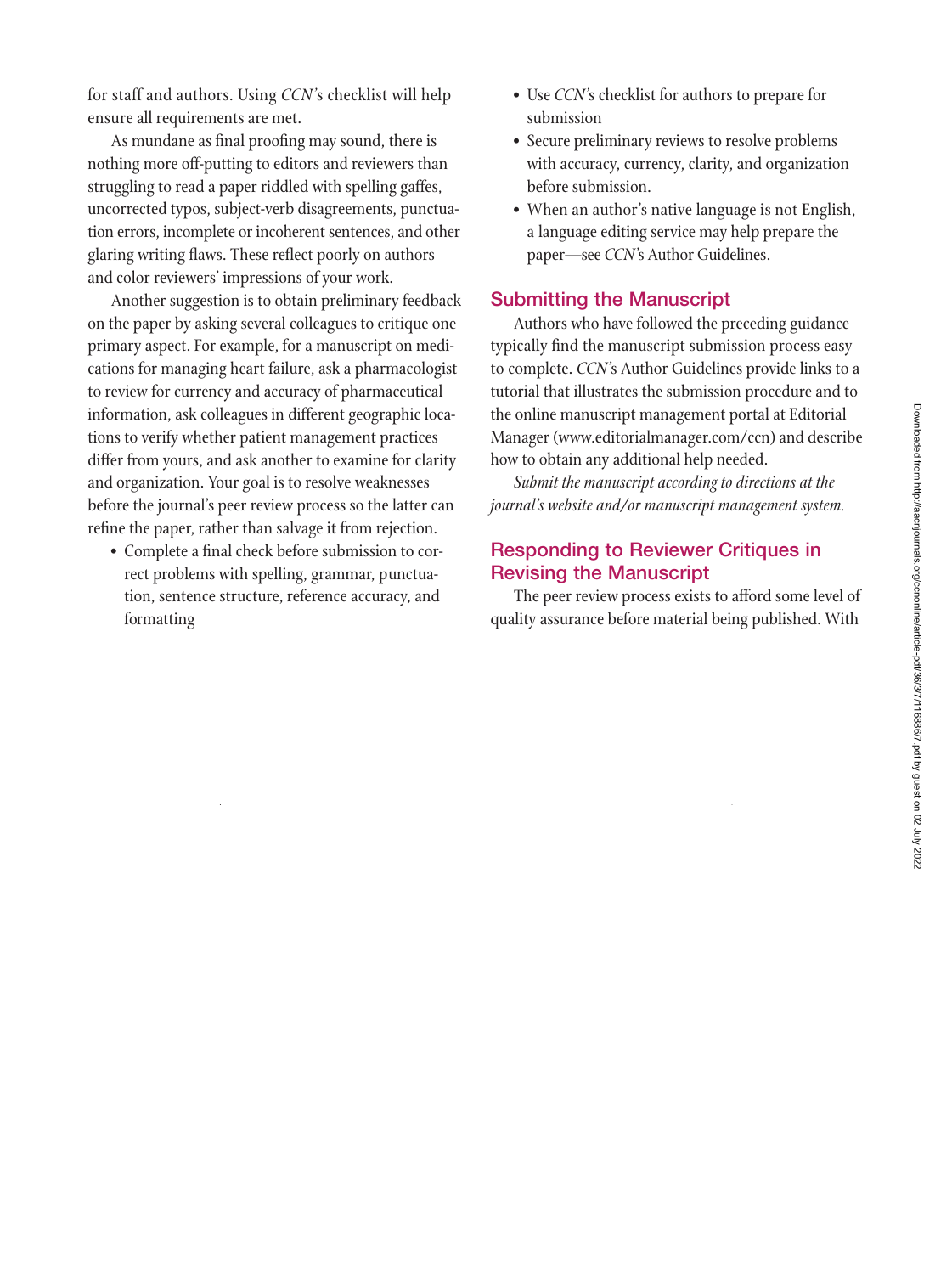for staff and authors. Using *CCN*'s checklist will help ensure all requirements are met.

As mundane as final proofing may sound, there is nothing more off-putting to editors and reviewers than struggling to read a paper riddled with spelling gaffes, uncorrected typos, subject-verb disagreements, punctuation errors, incomplete or incoherent sentences, and other glaring writing flaws. These reflect poorly on authors and color reviewers' impressions of your work.

Another suggestion is to obtain preliminary feedback on the paper by asking several colleagues to critique one primary aspect. For example, for a manuscript on medications for managing heart failure, ask a pharmacologist to review for currency and accuracy of pharmaceutical information, ask colleagues in different geographic locations to verify whether patient management practices differ from yours, and ask another to examine for clarity and organization. Your goal is to resolve weaknesses before the journal's peer review process so the latter can refine the paper, rather than salvage it from rejection.

- Complete a final check before submission to correct problems with spelling, grammar, punctuation, sentence structure, reference accuracy, and formatting
- Use *CCN*'s checklist for authors to prepare for submission
- Secure preliminary reviews to resolve problems with accuracy, currency, clarity, and organization before submission.
- When an author's native language is not English, a language editing service may help prepare the paper—see *CCN*'s Author Guidelines.

## Submitting the Manuscript

Authors who have followed the preceding guidance typically find the manuscript submission process easy to complete. *CCN*'s Author Guidelines provide links to a tutorial that illustrates the submission procedure and to the online manuscript management portal at Editorial Manager (www.editorialmanager.com/ccn) and describe how to obtain any additional help needed.

*Submit the manuscript according to directions at the journal's website and/or manuscript management system.*

## Responding to Reviewer Critiques in Revising the Manuscript

The peer review process exists to afford some level of quality assurance before material being published. With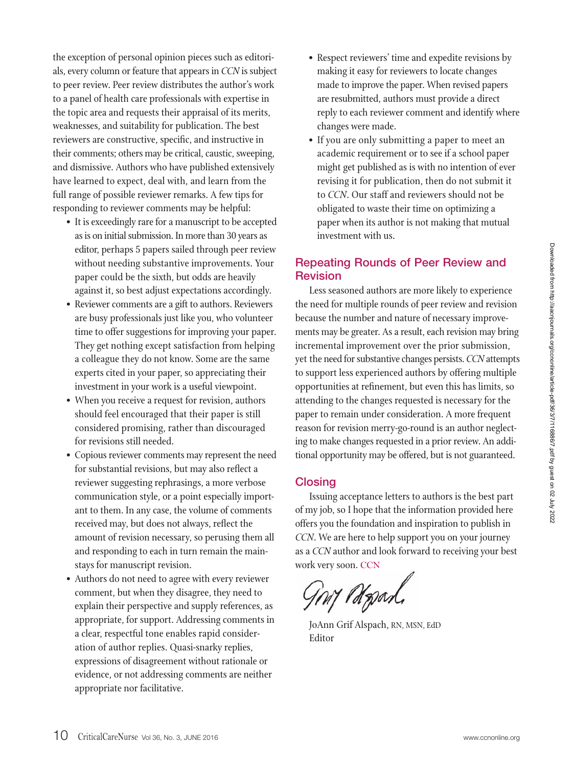the exception of personal opinion pieces such as editorials, every column or feature that appears in *CCN* is subject to peer review. Peer review distributes the author's work to a panel of health care professionals with expertise in the topic area and requests their appraisal of its merits, weaknesses, and suitability for publication. The best reviewers are constructive, specific, and instructive in their comments; others may be critical, caustic, sweeping, and dismissive. Authors who have published extensively have learned to expect, deal with, and learn from the full range of possible reviewer remarks. A few tips for responding to reviewer comments may be helpful:

- It is exceedingly rare for a manuscript to be accepted as is on initial submission. In more than 30 years as editor, perhaps 5 papers sailed through peer review without needing substantive improvements. Your paper could be the sixth, but odds are heavily against it, so best adjust expectations accordingly.
- Reviewer comments are a gift to authors. Reviewers are busy professionals just like you, who volunteer time to offer suggestions for improving your paper. They get nothing except satisfaction from helping a colleague they do not know. Some are the same experts cited in your paper, so appreciating their investment in your work is a useful viewpoint.
- When you receive a request for revision, authors should feel encouraged that their paper is still considered promising, rather than discouraged for revisions still needed.
- Copious reviewer comments may represent the need for substantial revisions, but may also reflect a reviewer suggesting rephrasings, a more verbose communication style, or a point especially important to them. In any case, the volume of comments received may, but does not always, reflect the amount of revision necessary, so perusing them all and responding to each in turn remain the mainstays for manuscript revision.
- Authors do not need to agree with every reviewer comment, but when they disagree, they need to explain their perspective and supply references, as appropriate, for support. Addressing comments in a clear, respectful tone enables rapid consideration of author replies. Quasi-snarky replies, expressions of disagreement without rationale or evidence, or not addressing comments are neither appropriate nor facilitative.
- Respect reviewers' time and expedite revisions by making it easy for reviewers to locate changes made to improve the paper. When revised papers are resubmitted, authors must provide a direct reply to each reviewer comment and identify where changes were made.
- If you are only submitting a paper to meet an academic requirement or to see if a school paper might get published as is with no intention of ever revising it for publication, then do not submit it to *CCN*. Our staff and reviewers should not be obligated to waste their time on optimizing a paper when its author is not making that mutual investment with us.

## Repeating Rounds of Peer Review and Revision

Less seasoned authors are more likely to experience the need for multiple rounds of peer review and revision because the number and nature of necessary improvements may be greater. As a result, each revision may bring incremental improvement over the prior submission, yet the need for substantive changes persists. *CCN* attempts to support less experienced authors by offering multiple opportunities at refinement, but even this has limits, so attending to the changes requested is necessary for the paper to remain under consideration. A more frequent reason for revision merry-go-round is an author neglecting to make changes requested in a prior review. An additional opportunity may be offered, but is not guaranteed.

## Closing

Issuing acceptance letters to authors is the best part of my job, so I hope that the information provided here offers you the foundation and inspiration to publish in *CCN*. We are here to help support you on your journey as a *CCN* author and look forward to receiving your best work very soon. CCN

JoAnn Grif Alspach, RN, MSN, EdD
Editor